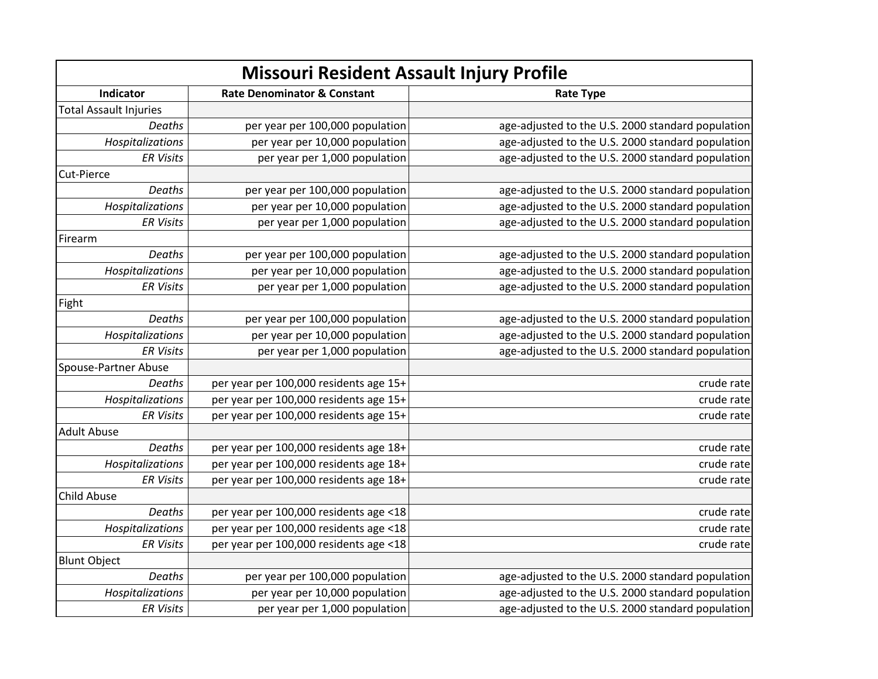# Missouri Resident Assault Injury Profile

| Indicator | Rate Denominator & Constant | Rate Type |
|---|---|---|
| Total Assault Injuries | | |
| *Deaths* | per year per 100,000 population | age-adjusted to the U.S. 2000 standard population |
| *Hospitalizations* | per year per 10,000 population | age-adjusted to the U.S. 2000 standard population |
| *ER Visits* | per year per 1,000 population | age-adjusted to the U.S. 2000 standard population |
| Cut-Pierce | | |
| *Deaths* | per year per 100,000 population | age-adjusted to the U.S. 2000 standard population |
| *Hospitalizations* | per year per 10,000 population | age-adjusted to the U.S. 2000 standard population |
| *ER Visits* | per year per 1,000 population | age-adjusted to the U.S. 2000 standard population |
| Firearm | | |
| *Deaths* | per year per 100,000 population | age-adjusted to the U.S. 2000 standard population |
| *Hospitalizations* | per year per 10,000 population | age-adjusted to the U.S. 2000 standard population |
| *ER Visits* | per year per 1,000 population | age-adjusted to the U.S. 2000 standard population |
| Fight | | |
| *Deaths* | per year per 100,000 population | age-adjusted to the U.S. 2000 standard population |
| *Hospitalizations* | per year per 10,000 population | age-adjusted to the U.S. 2000 standard population |
| *ER Visits* | per year per 1,000 population | age-adjusted to the U.S. 2000 standard population |
| Spouse-Partner Abuse | | |
| *Deaths* | per year per 100,000 residents age 15+ | crude rate |
| *Hospitalizations* | per year per 100,000 residents age 15+ | crude rate |
| *ER Visits* | per year per 100,000 residents age 15+ | crude rate |
| Adult Abuse | | |
| *Deaths* | per year per 100,000 residents age 18+ | crude rate |
| *Hospitalizations* | per year per 100,000 residents age 18+ | crude rate |
| *ER Visits* | per year per 100,000 residents age 18+ | crude rate |
| Child Abuse | | |
| *Deaths* | per year per 100,000 residents age <18 | crude rate |
| *Hospitalizations* | per year per 100,000 residents age <18 | crude rate |
| *ER Visits* | per year per 100,000 residents age <18 | crude rate |
| Blunt Object | | |
| *Deaths* | per year per 100,000 population | age-adjusted to the U.S. 2000 standard population |
| *Hospitalizations* | per year per 10,000 population | age-adjusted to the U.S. 2000 standard population |
| *ER Visits* | per year per 1,000 population | age-adjusted to the U.S. 2000 standard population |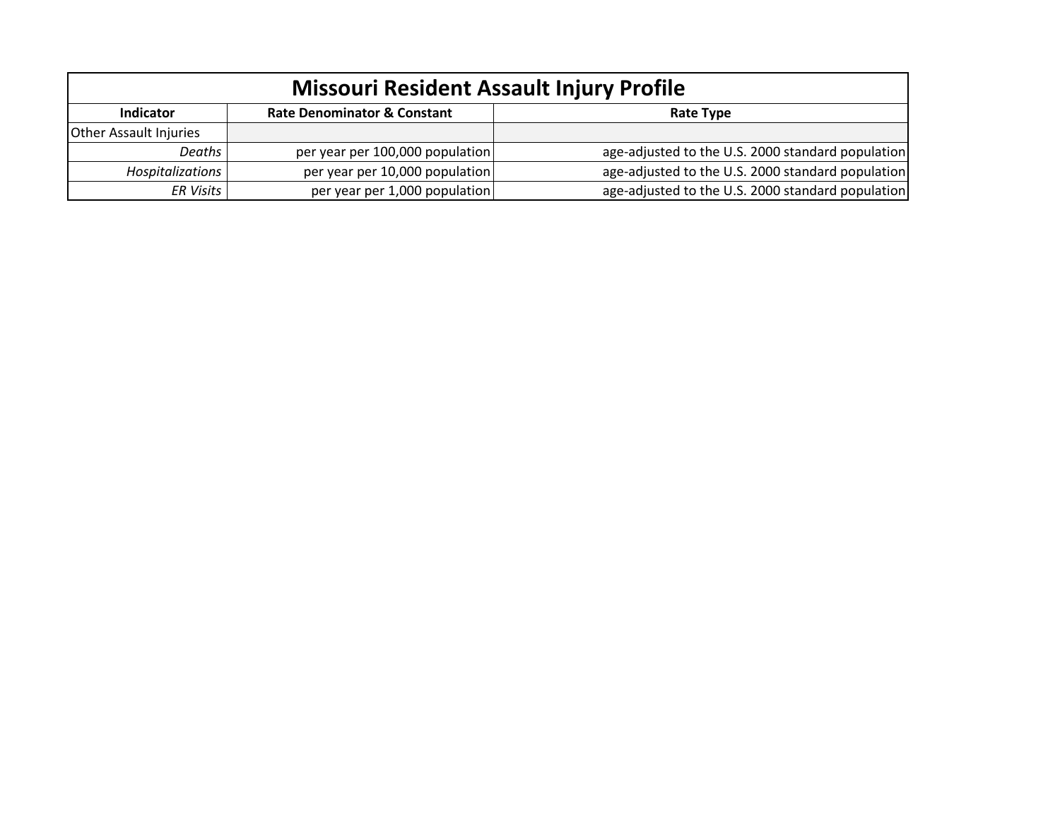| Missouri Resident Assault Injury Profile | | |
|---|---|---|
| **Indicator** | **Rate Denominator & Constant** | **Rate Type** |
| Other Assault Injuries | | |
| *Deaths* | per year per 100,000 population | age-adjusted to the U.S. 2000 standard population |
| *Hospitalizations* | per year per 10,000 population | age-adjusted to the U.S. 2000 standard population |
| *ER Visits* | per year per 1,000 population | age-adjusted to the U.S. 2000 standard population |